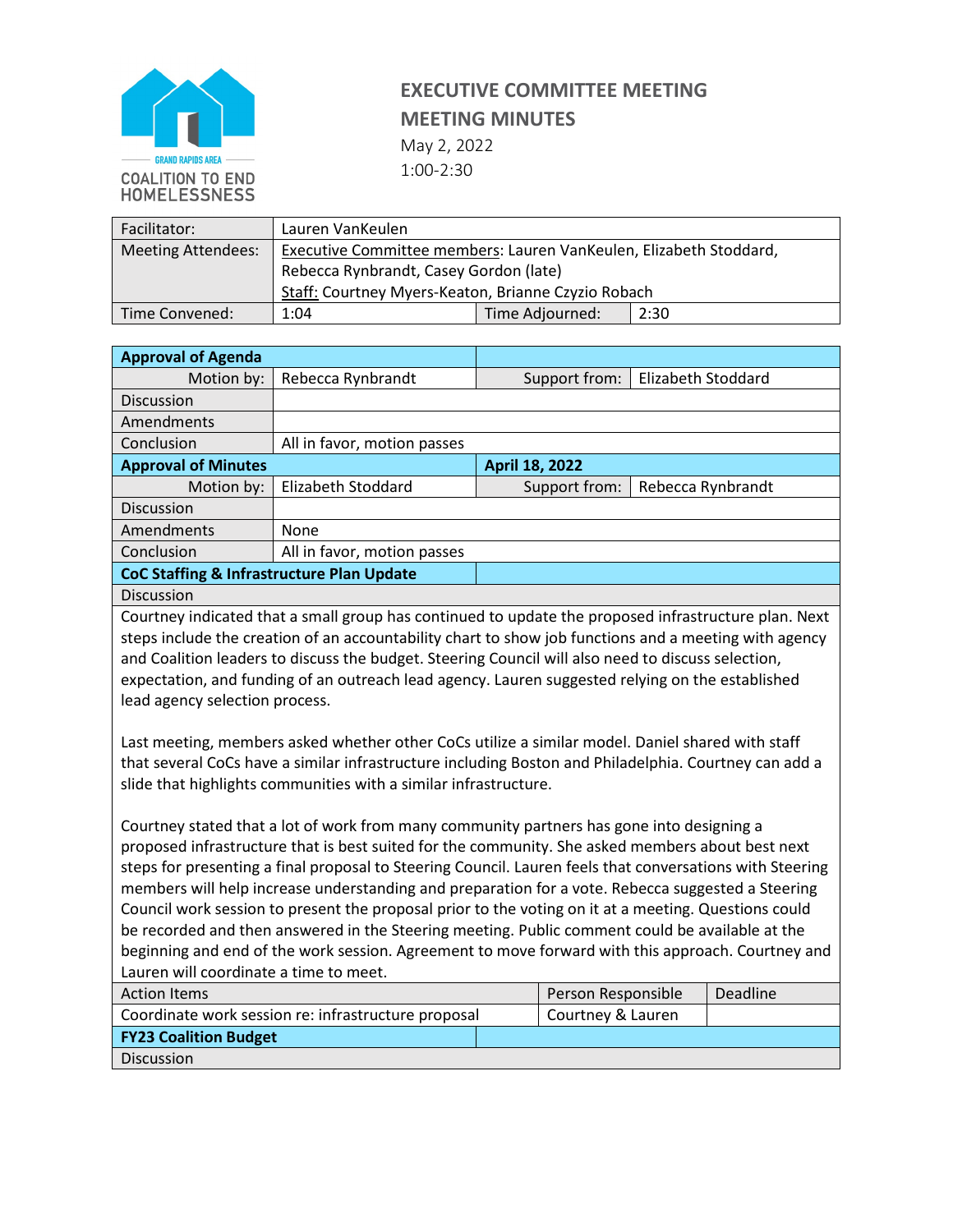GRAND RAPIDS AREA
COALITION TO END HOMELESSNESS

# EXECUTIVE COMMITTEE MEETING
# MEETING MINUTES

May 2, 2022
1:00-2:30

| Facilitator: | Lauren VanKeulen | | |
|---|---|---|---|
| Meeting Attendees: | Executive Committee members: Lauren VanKeulen, Elizabeth Stoddard, Rebecca Rynbrandt, Casey Gordon (late)<br>Staff: Courtney Myers-Keaton, Brianne Czyzio Robach | | |
| Time Convened: | 1:04 | Time Adjourned: | 2:30 |

| **Approval of Agenda** | | | |
|---|---|---|---|
| Motion by: | Rebecca Rynbrandt | Support from: | Elizabeth Stoddard |
| Discussion | | | |
| Amendments | | | |
| Conclusion | All in favor, motion passes | | |

| **Approval of Minutes** | **April 18, 2022** | | |
|---|---|---|---|
| Motion by: | Elizabeth Stoddard | Support from: | Rebecca Rynbrandt |
| Discussion | | | |
| Amendments | None | | |
| Conclusion | All in favor, motion passes | | |

**CoC Staffing & Infrastructure Plan Update**

Discussion

Courtney indicated that a small group has continued to update the proposed infrastructure plan. Next steps include the creation of an accountability chart to show job functions and a meeting with agency and Coalition leaders to discuss the budget. Steering Council will also need to discuss selection, expectation, and funding of an outreach lead agency. Lauren suggested relying on the established lead agency selection process.

Last meeting, members asked whether other CoCs utilize a similar model. Daniel shared with staff that several CoCs have a similar infrastructure including Boston and Philadelphia. Courtney can add a slide that highlights communities with a similar infrastructure.

Courtney stated that a lot of work from many community partners has gone into designing a proposed infrastructure that is best suited for the community. She asked members about best next steps for presenting a final proposal to Steering Council. Lauren feels that conversations with Steering members will help increase understanding and preparation for a vote. Rebecca suggested a Steering Council work session to present the proposal prior to the voting on it at a meeting. Questions could be recorded and then answered in the Steering meeting. Public comment could be available at the beginning and end of the work session. Agreement to move forward with this approach. Courtney and Lauren will coordinate a time to meet.

| Action Items | Person Responsible | Deadline |
|---|---|---|
| Coordinate work session re: infrastructure proposal | Courtney & Lauren | |

**FY23 Coalition Budget**

Discussion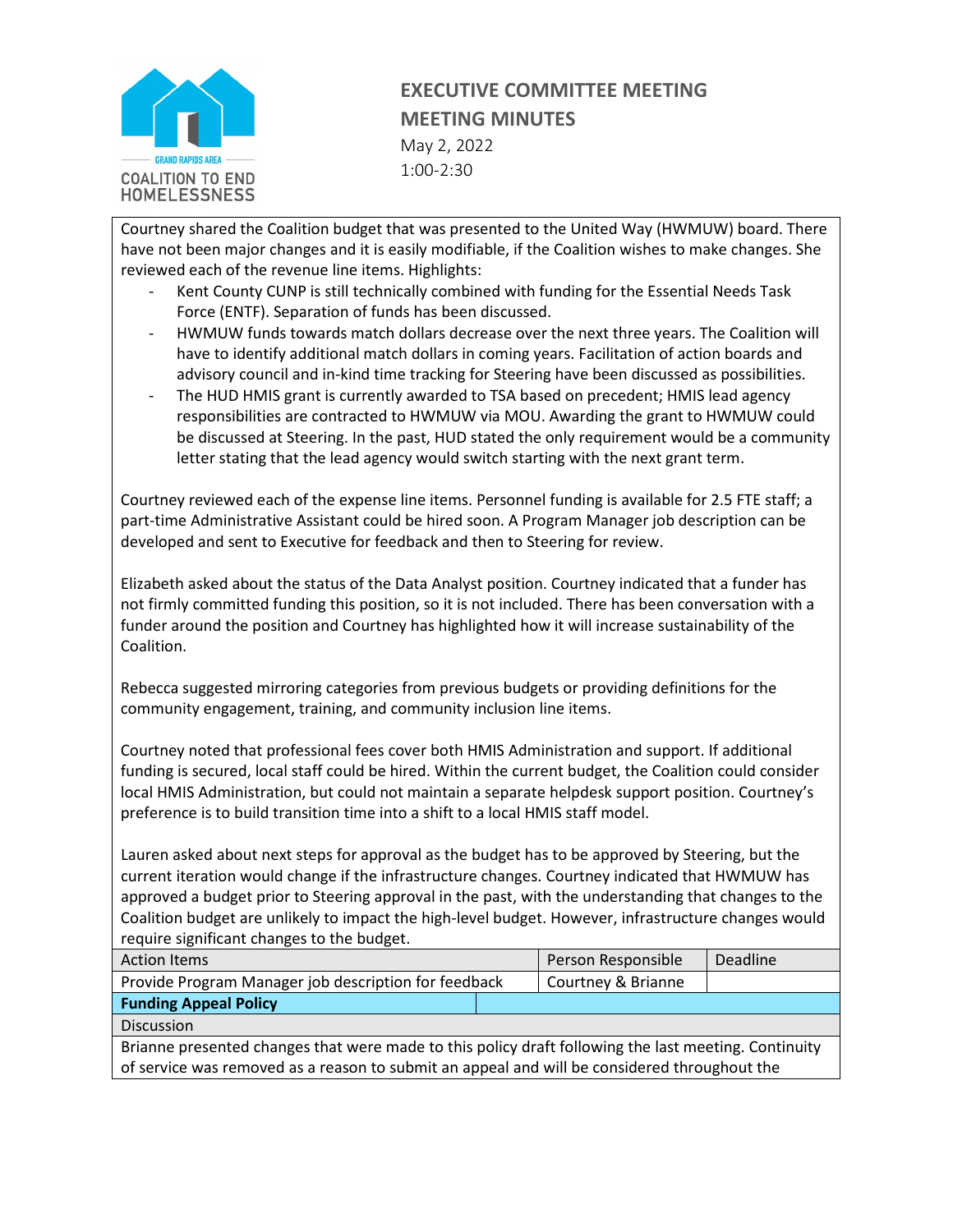# EXECUTIVE COMMITTEE MEETING
## MEETING MINUTES

May 2, 2022
1:00-2:30

Courtney shared the Coalition budget that was presented to the United Way (HWMUW) board. There have not been major changes and it is easily modifiable, if the Coalition wishes to make changes. She reviewed each of the revenue line items. Highlights:

- Kent County CUNP is still technically combined with funding for the Essential Needs Task Force (ENTF). Separation of funds has been discussed.
- HWMUW funds towards match dollars decrease over the next three years. The Coalition will have to identify additional match dollars in coming years. Facilitation of action boards and advisory council and in-kind time tracking for Steering have been discussed as possibilities.
- The HUD HMIS grant is currently awarded to TSA based on precedent; HMIS lead agency responsibilities are contracted to HWMUW via MOU. Awarding the grant to HWMUW could be discussed at Steering. In the past, HUD stated the only requirement would be a community letter stating that the lead agency would switch starting with the next grant term.

Courtney reviewed each of the expense line items. Personnel funding is available for 2.5 FTE staff; a part-time Administrative Assistant could be hired soon. A Program Manager job description can be developed and sent to Executive for feedback and then to Steering for review.

Elizabeth asked about the status of the Data Analyst position. Courtney indicated that a funder has not firmly committed funding this position, so it is not included. There has been conversation with a funder around the position and Courtney has highlighted how it will increase sustainability of the Coalition.

Rebecca suggested mirroring categories from previous budgets or providing definitions for the community engagement, training, and community inclusion line items.

Courtney noted that professional fees cover both HMIS Administration and support. If additional funding is secured, local staff could be hired. Within the current budget, the Coalition could consider local HMIS Administration, but could not maintain a separate helpdesk support position. Courtney's preference is to build transition time into a shift to a local HMIS staff model.

Lauren asked about next steps for approval as the budget has to be approved by Steering, but the current iteration would change if the infrastructure changes. Courtney indicated that HWMUW has approved a budget prior to Steering approval in the past, with the understanding that changes to the Coalition budget are unlikely to impact the high-level budget. However, infrastructure changes would require significant changes to the budget.

| Action Items | Person Responsible | Deadline |
| --- | --- | --- |
| Provide Program Manager job description for feedback | Courtney & Brianne | |

**Funding Appeal Policy**

Discussion

Brianne presented changes that were made to this policy draft following the last meeting. Continuity of service was removed as a reason to submit an appeal and will be considered throughout the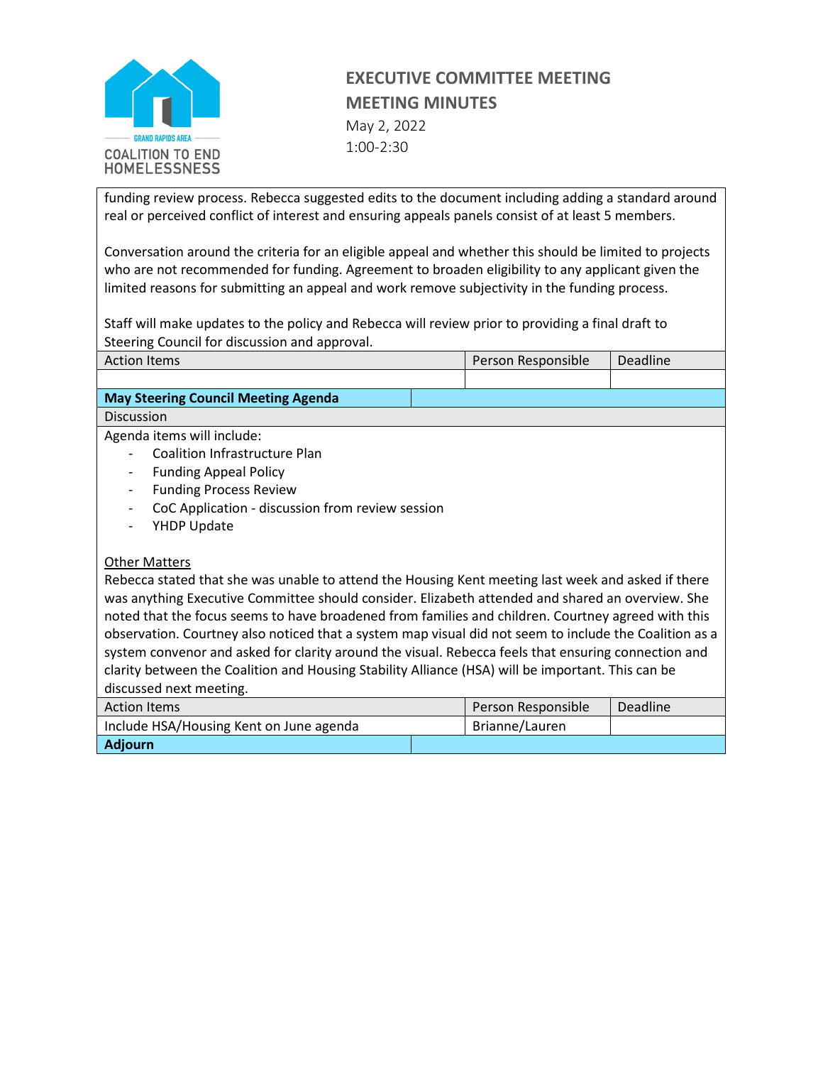funding review process. Rebecca suggested edits to the document including adding a standard around real or perceived conflict of interest and ensuring appeals panels consist of at least 5 members.

Conversation around the criteria for an eligible appeal and whether this should be limited to projects who are not recommended for funding. Agreement to broaden eligibility to any applicant given the limited reasons for submitting an appeal and work remove subjectivity in the funding process.

Staff will make updates to the policy and Rebecca will review prior to providing a final draft to Steering Council for discussion and approval.

| Action Items | Person Responsible | Deadline |
|---|---|---|
| | | |

**May Steering Council Meeting Agenda**

Discussion

Agenda items will include:

- Coalition Infrastructure Plan
- Funding Appeal Policy
- Funding Process Review
- CoC Application - discussion from review session
- YHDP Update

<u>Other Matters</u>

Rebecca stated that she was unable to attend the Housing Kent meeting last week and asked if there was anything Executive Committee should consider. Elizabeth attended and shared an overview. She noted that the focus seems to have broadened from families and children. Courtney agreed with this observation. Courtney also noticed that a system map visual did not seem to include the Coalition as a system convenor and asked for clarity around the visual. Rebecca feels that ensuring connection and clarity between the Coalition and Housing Stability Alliance (HSA) will be important. This can be discussed next meeting.

| Action Items | Person Responsible | Deadline |
|---|---|---|
| Include HSA/Housing Kent on June agenda | Brianne/Lauren | |

**Adjourn**